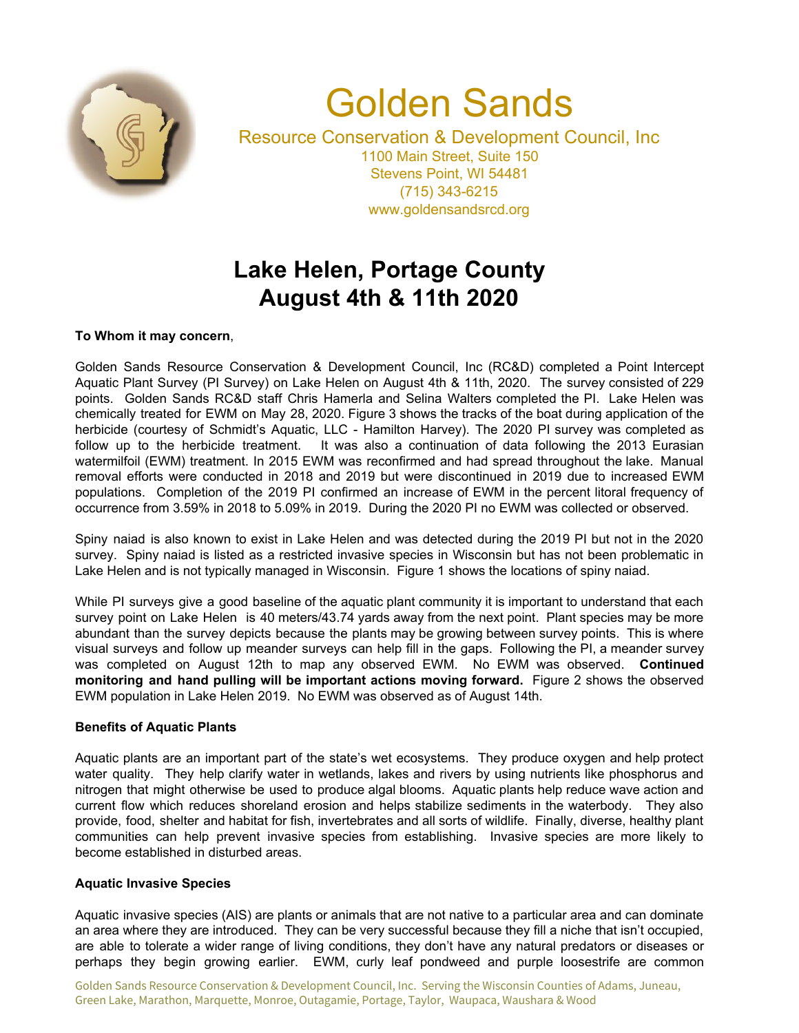# Golden Sands

Resource Conservation & Development Council, Inc
1100 Main Street, Suite 150
Stevens Point, WI 54481
(715) 343-6215
www.goldensandsrcd.org

## Lake Helen, Portage County
## August 4th & 11th 2020

**To Whom it may concern**,

Golden Sands Resource Conservation & Development Council, Inc (RC&D) completed a Point Intercept Aquatic Plant Survey (PI Survey) on Lake Helen on August 4th & 11th, 2020. The survey consisted of 229 points. Golden Sands RC&D staff Chris Hamerla and Selina Walters completed the PI. Lake Helen was chemically treated for EWM on May 28, 2020. Figure 3 shows the tracks of the boat during application of the herbicide (courtesy of Schmidt's Aquatic, LLC - Hamilton Harvey). The 2020 PI survey was completed as follow up to the herbicide treatment. It was also a continuation of data following the 2013 Eurasian watermilfoil (EWM) treatment. In 2015 EWM was reconfirmed and had spread throughout the lake. Manual removal efforts were conducted in 2018 and 2019 but were discontinued in 2019 due to increased EWM populations. Completion of the 2019 PI confirmed an increase of EWM in the percent litoral frequency of occurrence from 3.59% in 2018 to 5.09% in 2019. During the 2020 PI no EWM was collected or observed.

Spiny naiad is also known to exist in Lake Helen and was detected during the 2019 PI but not in the 2020 survey. Spiny naiad is listed as a restricted invasive species in Wisconsin but has not been problematic in Lake Helen and is not typically managed in Wisconsin. Figure 1 shows the locations of spiny naiad.

While PI surveys give a good baseline of the aquatic plant community it is important to understand that each survey point on Lake Helen is 40 meters/43.74 yards away from the next point. Plant species may be more abundant than the survey depicts because the plants may be growing between survey points. This is where visual surveys and follow up meander surveys can help fill in the gaps. Following the PI, a meander survey was completed on August 12th to map any observed EWM. No EWM was observed. **Continued monitoring and hand pulling will be important actions moving forward.** Figure 2 shows the observed EWM population in Lake Helen 2019. No EWM was observed as of August 14th.

**Benefits of Aquatic Plants**

Aquatic plants are an important part of the state's wet ecosystems. They produce oxygen and help protect water quality. They help clarify water in wetlands, lakes and rivers by using nutrients like phosphorus and nitrogen that might otherwise be used to produce algal blooms. Aquatic plants help reduce wave action and current flow which reduces shoreland erosion and helps stabilize sediments in the waterbody. They also provide, food, shelter and habitat for fish, invertebrates and all sorts of wildlife. Finally, diverse, healthy plant communities can help prevent invasive species from establishing. Invasive species are more likely to become established in disturbed areas.

**Aquatic Invasive Species**

Aquatic invasive species (AIS) are plants or animals that are not native to a particular area and can dominate an area where they are introduced. They can be very successful because they fill a niche that isn't occupied, are able to tolerate a wider range of living conditions, they don't have any natural predators or diseases or perhaps they begin growing earlier. EWM, curly leaf pondweed and purple loosestrife are common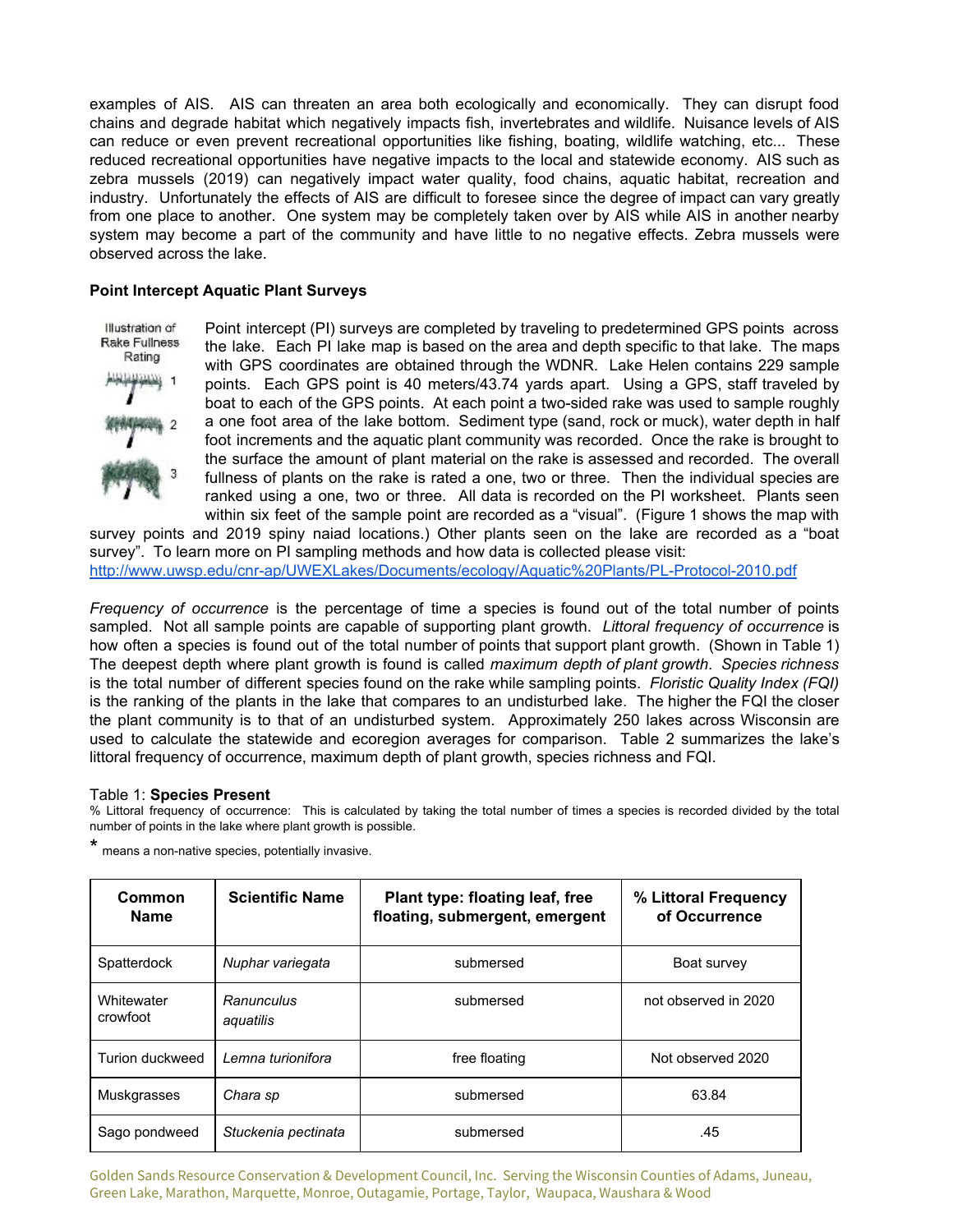examples of AIS. AIS can threaten an area both ecologically and economically. They can disrupt food chains and degrade habitat which negatively impacts fish, invertebrates and wildlife. Nuisance levels of AIS can reduce or even prevent recreational opportunities like fishing, boating, wildlife watching, etc... These reduced recreational opportunities have negative impacts to the local and statewide economy. AIS such as zebra mussels (2019) can negatively impact water quality, food chains, aquatic habitat, recreation and industry. Unfortunately the effects of AIS are difficult to foresee since the degree of impact can vary greatly from one place to another. One system may be completely taken over by AIS while AIS in another nearby system may become a part of the community and have little to no negative effects. Zebra mussels were observed across the lake.

### Point Intercept Aquatic Plant Surveys

Illustration of Rake Fullness Rating

1

2

3

Point intercept (PI) surveys are completed by traveling to predetermined GPS points across the lake. Each PI lake map is based on the area and depth specific to that lake. The maps with GPS coordinates are obtained through the WDNR. Lake Helen contains 229 sample points. Each GPS point is 40 meters/43.74 yards apart. Using a GPS, staff traveled by boat to each of the GPS points. At each point a two-sided rake was used to sample roughly a one foot area of the lake bottom. Sediment type (sand, rock or muck), water depth in half foot increments and the aquatic plant community was recorded. Once the rake is brought to the surface the amount of plant material on the rake is assessed and recorded. The overall fullness of plants on the rake is rated a one, two or three. Then the individual species are ranked using a one, two or three. All data is recorded on the PI worksheet. Plants seen within six feet of the sample point are recorded as a "visual". (Figure 1 shows the map with survey points and 2019 spiny naiad locations.) Other plants seen on the lake are recorded as a "boat survey". To learn more on PI sampling methods and how data is collected please visit:
http://www.uwsp.edu/cnr-ap/UWEXLakes/Documents/ecology/Aquatic%20Plants/PL-Protocol-2010.pdf

*Frequency of occurrence* is the percentage of time a species is found out of the total number of points sampled. Not all sample points are capable of supporting plant growth. *Littoral frequency of occurrence* is how often a species is found out of the total number of points that support plant growth. (Shown in Table 1) The deepest depth where plant growth is found is called *maximum depth of plant growth*. *Species richness* is the total number of different species found on the rake while sampling points. *Floristic Quality Index (FQI)* is the ranking of the plants in the lake that compares to an undisturbed lake. The higher the FQI the closer the plant community is to that of an undisturbed system. Approximately 250 lakes across Wisconsin are used to calculate the statewide and ecoregion averages for comparison. Table 2 summarizes the lake's littoral frequency of occurrence, maximum depth of plant growth, species richness and FQI.

Table 1: **Species Present**

% Littoral frequency of occurrence: This is calculated by taking the total number of times a species is recorded divided by the total number of points in the lake where plant growth is possible.

\* means a non-native species, potentially invasive.

| Common Name | Scientific Name | Plant type: floating leaf, free floating, submergent, emergent | % Littoral Frequency of Occurrence |
|---|---|---|---|
| Spatterdock | *Nuphar variegata* | submersed | Boat survey |
| Whitewater crowfoot | *Ranunculus aquatilis* | submersed | not observed in 2020 |
| Turion duckweed | *Lemna turionifora* | free floating | Not observed 2020 |
| Muskgrasses | *Chara sp* | submersed | 63.84 |
| Sago pondweed | *Stuckenia pectinata* | submersed | .45 |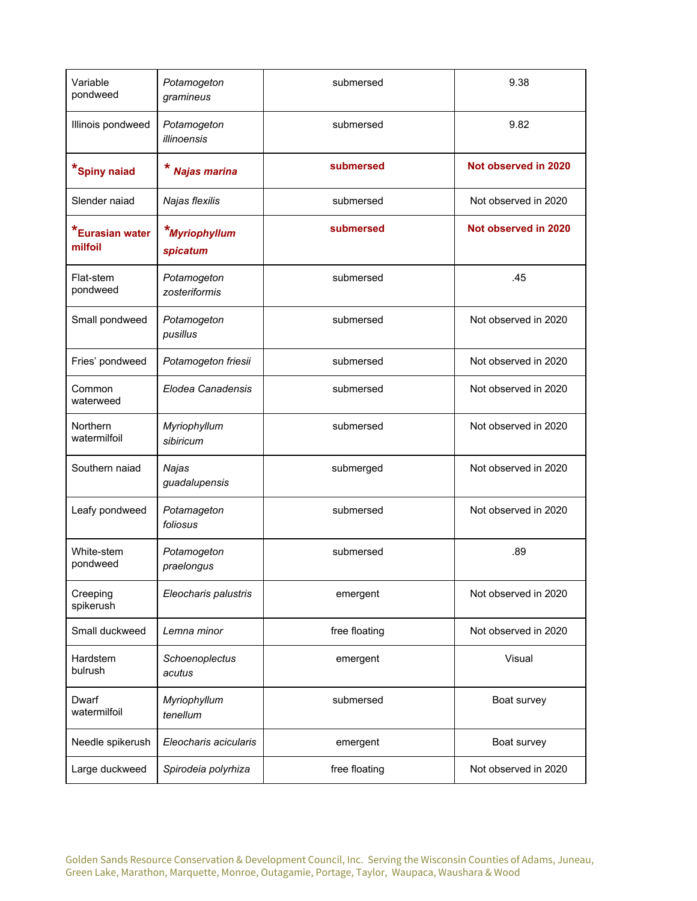| Variable pondweed | *Potamogeton gramineus* | submersed | 9.38 |
|---|---|---|---|
| Illinois pondweed | *Potamogeton illinoensis* | submersed | 9.82 |
| ***Spiny naiad** | *** *Najas marina*** | **submersed** | **Not observed in 2020** |
| Slender naiad | *Najas flexilis* | submersed | Not observed in 2020 |
| ***Eurasian water milfoil** | ****Myriophyllum spicatum*** | **submersed** | **Not observed in 2020** |
| Flat-stem pondweed | *Potamogeton zosteriformis* | submersed | .45 |
| Small pondweed | *Potamogeton pusillus* | submersed | Not observed in 2020 |
| Fries' pondweed | *Potamogeton friesii* | submersed | Not observed in 2020 |
| Common waterweed | *Elodea Canadensis* | submersed | Not observed in 2020 |
| Northern watermilfoil | *Myriophyllum sibiricum* | submersed | Not observed in 2020 |
| Southern naiad | *Najas guadalupensis* | submerged | Not observed in 2020 |
| Leafy pondweed | *Potamageton foliosus* | submersed | Not observed in 2020 |
| White-stem pondweed | *Potamogeton praelongus* | submersed | .89 |
| Creeping spikerush | *Eleocharis palustris* | emergent | Not observed in 2020 |
| Small duckweed | *Lemna minor* | free floating | Not observed in 2020 |
| Hardstem bulrush | *Schoenoplectus acutus* | emergent | Visual |
| Dwarf watermilfoil | *Myriophyllum tenellum* | submersed | Boat survey |
| Needle spikerush | *Eleocharis acicularis* | emergent | Boat survey |
| Large duckweed | *Spirodeia polyrhiza* | free floating | Not observed in 2020 |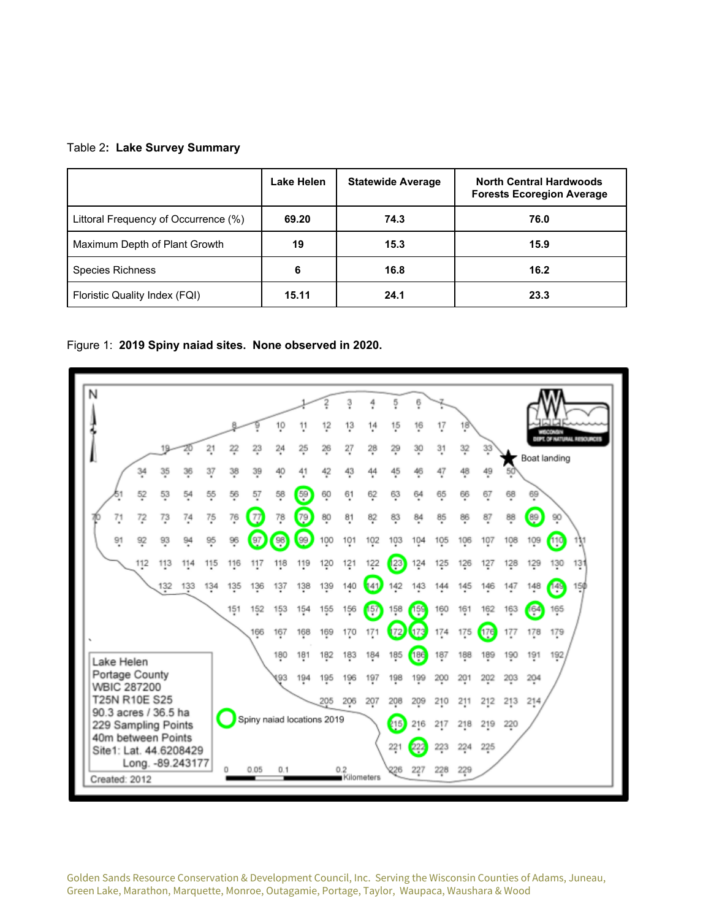Table 2: **Lake Survey Summary**

| | Lake Helen | Statewide Average | North Central Hardwoods Forests Ecoregion Average |
|---|---|---|---|
| Littoral Frequency of Occurrence (%) | 69.20 | 74.3 | 76.0 |
| Maximum Depth of Plant Growth | 19 | 15.3 | 15.9 |
| Species Richness | 6 | 16.8 | 16.2 |
| Floristic Quality Index (FQI) | 15.11 | 24.1 | 23.3 |

Figure 1: **2019 Spiny naiad sites. None observed in 2020.**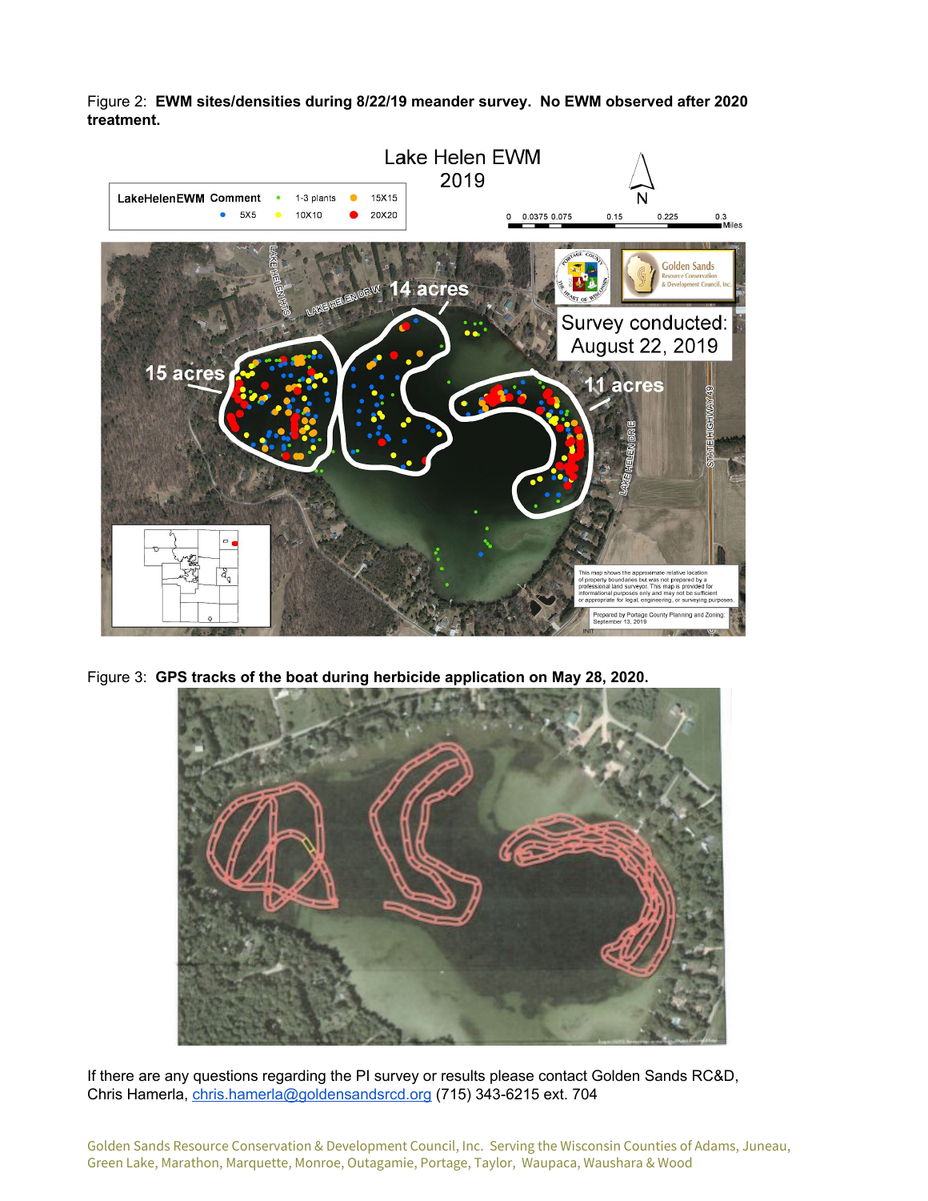Figure 2: **EWM sites/densities during 8/22/19 meander survey. No EWM observed after 2020 treatment.**

Lake Helen EWM
2019

LakeHelenEWM Comment
1-3 plants
15X15
5X5
10X10
20X20

N

0 0.0375 0.075 0.15 0.225 0.3
Miles

14 acres
15 acres
11 acres

Survey conducted: August 22, 2019

LAKE HELEN HTS
LAKE HELEN DR W
LAKE HELEN DR E
STATE HIGHWAY 49

Golden Sands Resource Conservation & Development Council, Inc.

This map shows the approximate relative location of property boundaries but was not prepared by a professional land surveyor. This map is provided for informational purposes only and may not be sufficient or appropriate for legal, engineering, or surveying purposes.

Prepared by Portage County Planning and Zoning: September 13, 2019

Figure 3: **GPS tracks of the boat during herbicide application on May 28, 2020.**

If there are any questions regarding the PI survey or results please contact Golden Sands RC&D, Chris Hamerla, chris.hamerla@goldensandsrcd.org (715) 343-6215 ext. 704

Golden Sands Resource Conservation & Development Council, Inc. Serving the Wisconsin Counties of Adams, Juneau, Green Lake, Marathon, Marquette, Monroe, Outagamie, Portage, Taylor, Waupaca, Waushara & Wood